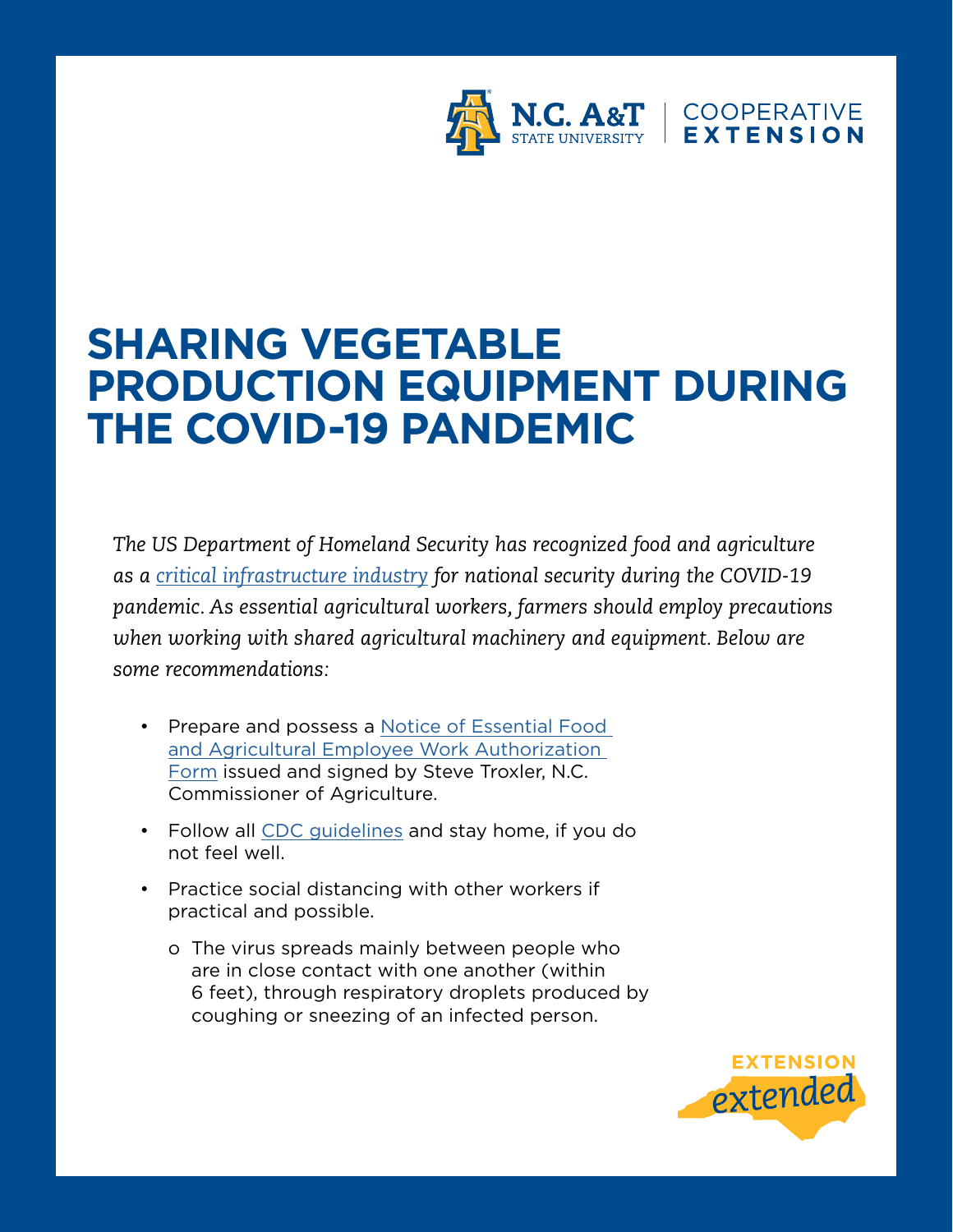N.C. A&T STATE UNIVERSITY | COOPERATIVE EXTENSION

# SHARING VEGETABLE PRODUCTION EQUIPMENT DURING THE COVID-19 PANDEMIC

*The US Department of Homeland Security has recognized food and agriculture as a critical infrastructure industry for national security during the COVID-19 pandemic. As essential agricultural workers, farmers should employ precautions when working with shared agricultural machinery and equipment. Below are some recommendations:*

- Prepare and possess a Notice of Essential Food and Agricultural Employee Work Authorization Form issued and signed by Steve Troxler, N.C. Commissioner of Agriculture.
- Follow all CDC guidelines and stay home, if you do not feel well.
- Practice social distancing with other workers if practical and possible.
    - The virus spreads mainly between people who are in close contact with one another (within 6 feet), through respiratory droplets produced by coughing or sneezing of an infected person.

EXTENSION *extended*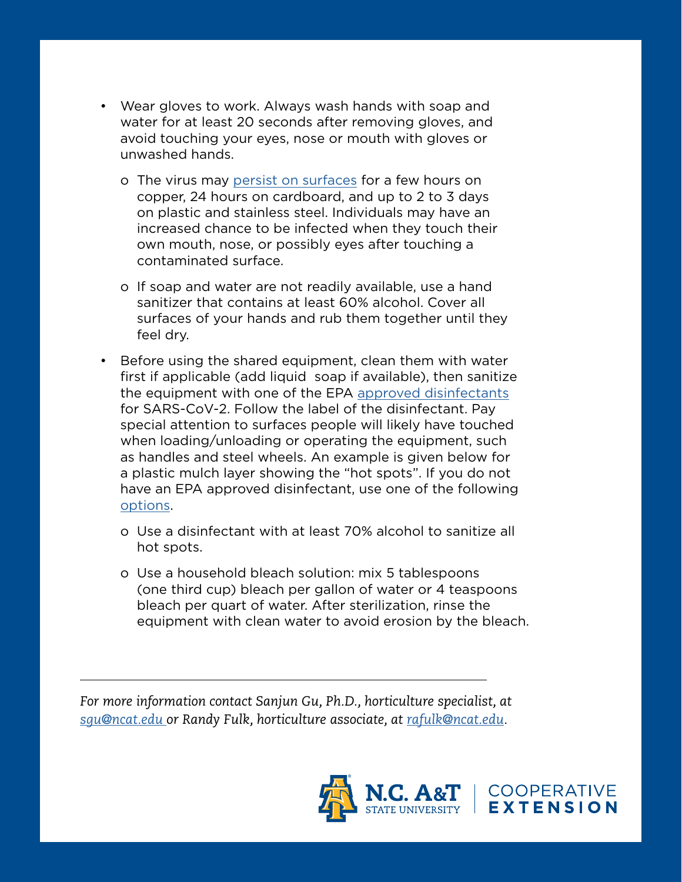- Wear gloves to work. Always wash hands with soap and water for at least 20 seconds after removing gloves, and avoid touching your eyes, nose or mouth with gloves or unwashed hands.
    - The virus may persist on surfaces for a few hours on copper, 24 hours on cardboard, and up to 2 to 3 days on plastic and stainless steel. Individuals may have an increased chance to be infected when they touch their own mouth, nose, or possibly eyes after touching a contaminated surface.
    - If soap and water are not readily available, use a hand sanitizer that contains at least 60% alcohol. Cover all surfaces of your hands and rub them together until they feel dry.
- Before using the shared equipment, clean them with water first if applicable (add liquid soap if available), then sanitize the equipment with one of the EPA approved disinfectants for SARS-CoV-2. Follow the label of the disinfectant. Pay special attention to surfaces people will likely have touched when loading/unloading or operating the equipment, such as handles and steel wheels. An example is given below for a plastic mulch layer showing the "hot spots". If you do not have an EPA approved disinfectant, use one of the following options.
    - Use a disinfectant with at least 70% alcohol to sanitize all hot spots.
    - Use a household bleach solution: mix 5 tablespoons (one third cup) bleach per gallon of water or 4 teaspoons bleach per quart of water. After sterilization, rinse the equipment with clean water to avoid erosion by the bleach.

---

*For more information contact Sanjun Gu, Ph.D., horticulture specialist, at sgu@ncat.edu or Randy Fulk, horticulture associate, at rafulk@ncat.edu.*

N.C. A&T STATE UNIVERSITY | COOPERATIVE EXTENSION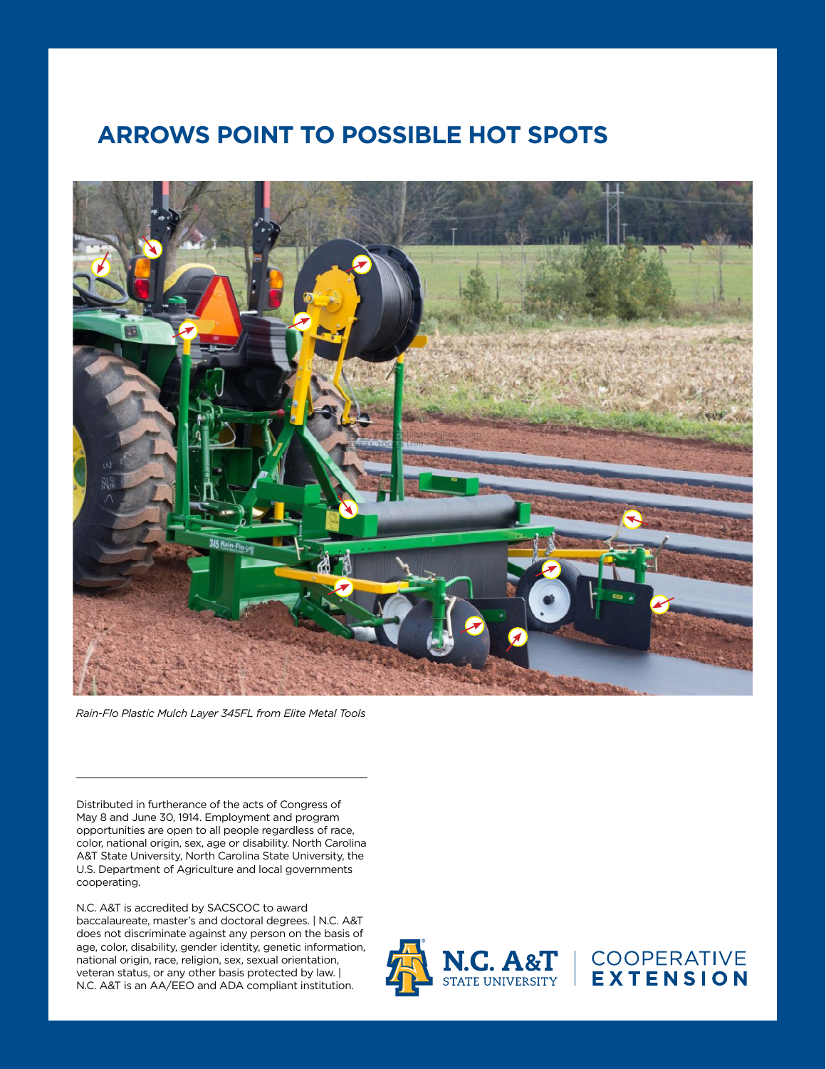## ARROWS POINT TO POSSIBLE HOT SPOTS

*Rain-Flo Plastic Mulch Layer 345FL from Elite Metal Tools*

Distributed in furtherance of the acts of Congress of May 8 and June 30, 1914. Employment and program opportunities are open to all people regardless of race, color, national origin, sex, age or disability. North Carolina A&T State University, North Carolina State University, the U.S. Department of Agriculture and local governments cooperating.

N.C. A&T is accredited by SACSCOC to award baccalaureate, master's and doctoral degrees. | N.C. A&T does not discriminate against any person on the basis of age, color, disability, gender identity, genetic information, national origin, race, religion, sex, sexual orientation, veteran status, or any other basis protected by law. | N.C. A&T is an AA/EEO and ADA compliant institution.

N.C. A&T STATE UNIVERSITY | COOPERATIVE EXTENSION